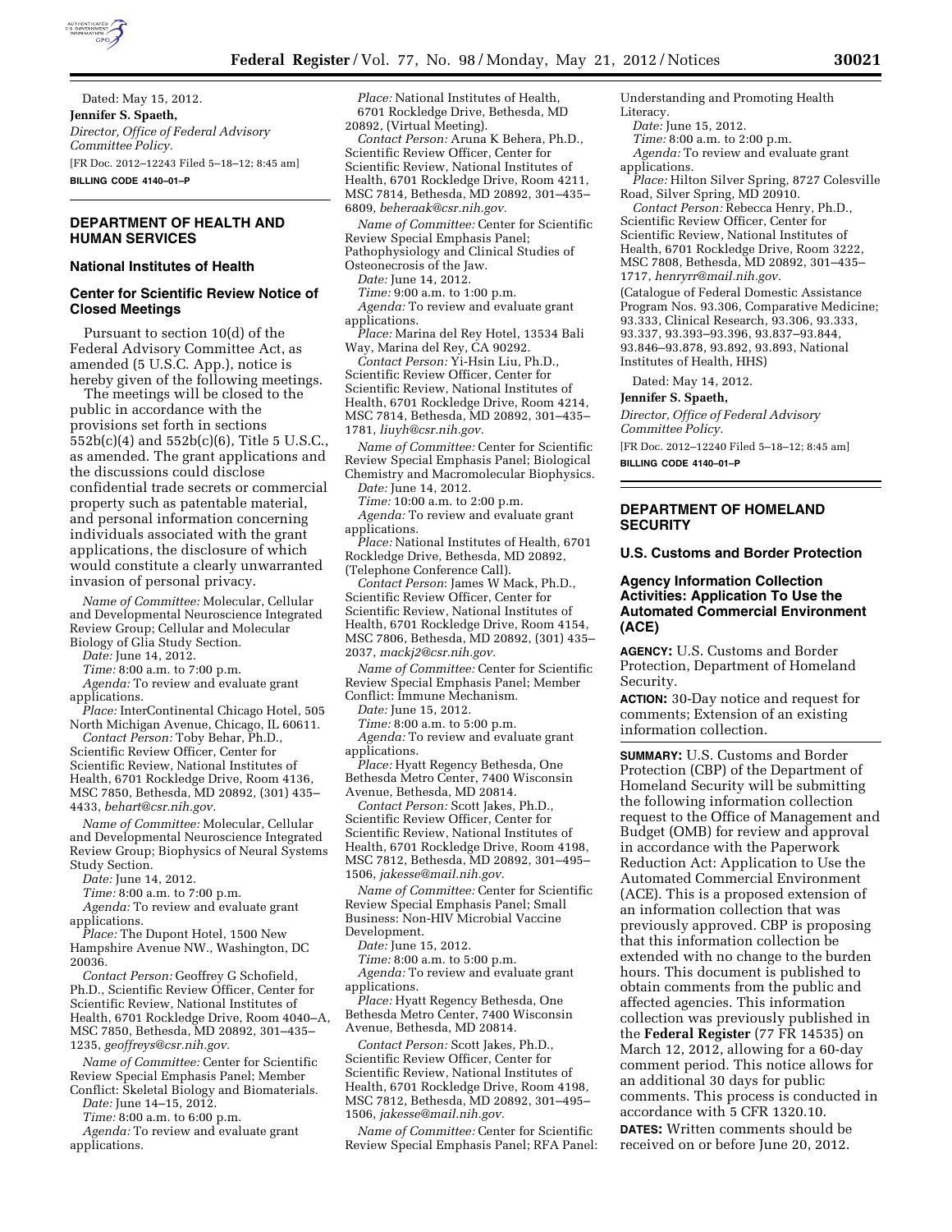Dated: May 15, 2012.

**Jennifer S. Spaeth,**

*Director, Office of Federal Advisory Committee Policy.*

[FR Doc. 2012–12243 Filed 5–18–12; 8:45 am]

**BILLING CODE 4140–01–P**

## DEPARTMENT OF HEALTH AND HUMAN SERVICES

### National Institutes of Health

### Center for Scientific Review Notice of Closed Meetings

Pursuant to section 10(d) of the Federal Advisory Committee Act, as amended (5 U.S.C. App.), notice is hereby given of the following meetings.

The meetings will be closed to the public in accordance with the provisions set forth in sections 552b(c)(4) and 552b(c)(6), Title 5 U.S.C., as amended. The grant applications and the discussions could disclose confidential trade secrets or commercial property such as patentable material, and personal information concerning individuals associated with the grant applications, the disclosure of which would constitute a clearly unwarranted invasion of personal privacy.

*Name of Committee:* Molecular, Cellular and Developmental Neuroscience Integrated Review Group; Cellular and Molecular Biology of Glia Study Section.

*Date:* June 14, 2012.

*Time:* 8:00 a.m. to 7:00 p.m.

*Agenda:* To review and evaluate grant applications.

*Place:* InterContinental Chicago Hotel, 505 North Michigan Avenue, Chicago, IL 60611.

*Contact Person:* Toby Behar, Ph.D., Scientific Review Officer, Center for Scientific Review, National Institutes of Health, 6701 Rockledge Drive, Room 4136, MSC 7850, Bethesda, MD 20892, (301) 435–4433, *behart@csr.nih.gov.*

*Name of Committee:* Molecular, Cellular and Developmental Neuroscience Integrated Review Group; Biophysics of Neural Systems Study Section.

*Date:* June 14, 2012.

*Time:* 8:00 a.m. to 7:00 p.m.

*Agenda:* To review and evaluate grant applications.

*Place:* The Dupont Hotel, 1500 New Hampshire Avenue NW., Washington, DC 20036.

*Contact Person:* Geoffrey G Schofield, Ph.D., Scientific Review Officer, Center for Scientific Review, National Institutes of Health, 6701 Rockledge Drive, Room 4040–A, MSC 7850, Bethesda, MD 20892, 301–435–1235, *geoffreys@csr.nih.gov.*

*Name of Committee:* Center for Scientific Review Special Emphasis Panel; Member Conflict: Skeletal Biology and Biomaterials.

*Date:* June 14–15, 2012.

*Time:* 8:00 a.m. to 6:00 p.m.

*Agenda:* To review and evaluate grant applications.

*Place:* National Institutes of Health, 6701 Rockledge Drive, Bethesda, MD 20892, (Virtual Meeting).

*Contact Person:* Aruna K Behera, Ph.D., Scientific Review Officer, Center for Scientific Review, National Institutes of Health, 6701 Rockledge Drive, Room 4211, MSC 7814, Bethesda, MD 20892, 301–435–6809, *beheraak@csr.nih.gov.*

*Name of Committee:* Center for Scientific Review Special Emphasis Panel; Pathophysiology and Clinical Studies of Osteonecrosis of the Jaw.

*Date:* June 14, 2012.

*Time:* 9:00 a.m. to 1:00 p.m.

*Agenda:* To review and evaluate grant applications.

*Place:* Marina del Rey Hotel, 13534 Bali Way, Marina del Rey, CA 90292.

*Contact Person:* Yi-Hsin Liu, Ph.D., Scientific Review Officer, Center for Scientific Review, National Institutes of Health, 6701 Rockledge Drive, Room 4214, MSC 7814, Bethesda, MD 20892, 301–435–1781, *liuyh@csr.nih.gov.*

*Name of Committee:* Center for Scientific Review Special Emphasis Panel; Biological Chemistry and Macromolecular Biophysics.

*Date:* June 14, 2012.

*Time:* 10:00 a.m. to 2:00 p.m.

*Agenda:* To review and evaluate grant applications.

*Place:* National Institutes of Health, 6701 Rockledge Drive, Bethesda, MD 20892, (Telephone Conference Call).

*Contact Person*: James W Mack, Ph.D., Scientific Review Officer, Center for Scientific Review, National Institutes of Health, 6701 Rockledge Drive, Room 4154, MSC 7806, Bethesda, MD 20892, (301) 435–2037, *mackj2@csr.nih.gov.*

*Name of Committee:* Center for Scientific Review Special Emphasis Panel; Member Conflict: Immune Mechanism.

*Date:* June 15, 2012.

*Time:* 8:00 a.m. to 5:00 p.m.

*Agenda:* To review and evaluate grant applications.

*Place:* Hyatt Regency Bethesda, One Bethesda Metro Center, 7400 Wisconsin Avenue, Bethesda, MD 20814.

*Contact Person:* Scott Jakes, Ph.D., Scientific Review Officer, Center for Scientific Review, National Institutes of Health, 6701 Rockledge Drive, Room 4198, MSC 7812, Bethesda, MD 20892, 301–495–1506, *jakesse@mail.nih.gov.*

*Name of Committee:* Center for Scientific Review Special Emphasis Panel; Small Business: Non-HIV Microbial Vaccine Development.

*Date:* June 15, 2012.

*Time:* 8:00 a.m. to 5:00 p.m.

*Agenda:* To review and evaluate grant applications.

*Place:* Hyatt Regency Bethesda, One Bethesda Metro Center, 7400 Wisconsin Avenue, Bethesda, MD 20814.

*Contact Person:* Scott Jakes, Ph.D., Scientific Review Officer, Center for Scientific Review, National Institutes of Health, 6701 Rockledge Drive, Room 4198, MSC 7812, Bethesda, MD 20892, 301–495–1506, *jakesse@mail.nih.gov.*

*Name of Committee:* Center for Scientific Review Special Emphasis Panel; RFA Panel: Understanding and Promoting Health Literacy.

*Date:* June 15, 2012.

*Time:* 8:00 a.m. to 2:00 p.m.

*Agenda:* To review and evaluate grant applications.

*Place:* Hilton Silver Spring, 8727 Colesville Road, Silver Spring, MD 20910.

*Contact Person:* Rebecca Henry, Ph.D., Scientific Review Officer, Center for Scientific Review, National Institutes of Health, 6701 Rockledge Drive, Room 3222, MSC 7808, Bethesda, MD 20892, 301–435–1717, *henryrr@mail.nih.gov.*

(Catalogue of Federal Domestic Assistance Program Nos. 93.306, Comparative Medicine; 93.333, Clinical Research, 93.306, 93.333, 93.337, 93.393–93.396, 93.837–93.844, 93.846–93.878, 93.892, 93.893, National Institutes of Health, HHS)

Dated: May 14, 2012.

**Jennifer S. Spaeth,**

*Director, Office of Federal Advisory Committee Policy.*

[FR Doc. 2012–12240 Filed 5–18–12; 8:45 am]

**BILLING CODE 4140–01–P**

## DEPARTMENT OF HOMELAND SECURITY

### U.S. Customs and Border Protection

### Agency Information Collection Activities: Application To Use the Automated Commercial Environment (ACE)

**AGENCY:** U.S. Customs and Border Protection, Department of Homeland Security.

**ACTION:** 30-Day notice and request for comments; Extension of an existing information collection.

**SUMMARY:** U.S. Customs and Border Protection (CBP) of the Department of Homeland Security will be submitting the following information collection request to the Office of Management and Budget (OMB) for review and approval in accordance with the Paperwork Reduction Act: Application to Use the Automated Commercial Environment (ACE). This is a proposed extension of an information collection that was previously approved. CBP is proposing that this information collection be extended with no change to the burden hours. This document is published to obtain comments from the public and affected agencies. This information collection was previously published in the **Federal Register** (77 FR 14535) on March 12, 2012, allowing for a 60-day comment period. This notice allows for an additional 30 days for public comments. This process is conducted in accordance with 5 CFR 1320.10.

**DATES:** Written comments should be received on or before June 20, 2012.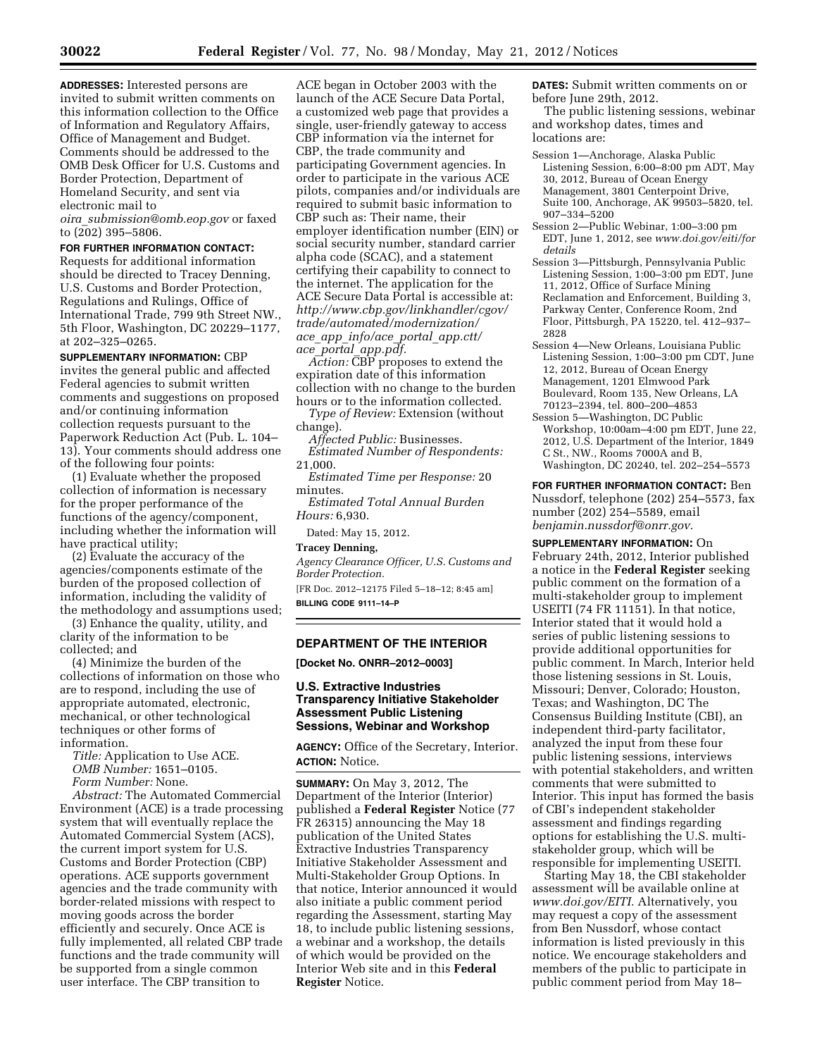**ADDRESSES:** Interested persons are invited to submit written comments on this information collection to the Office of Information and Regulatory Affairs, Office of Management and Budget. Comments should be addressed to the OMB Desk Officer for U.S. Customs and Border Protection, Department of Homeland Security, and sent via electronic mail to *oira_submission@omb.eop.gov* or faxed to (202) 395–5806.

**FOR FURTHER INFORMATION CONTACT:** Requests for additional information should be directed to Tracey Denning, U.S. Customs and Border Protection, Regulations and Rulings, Office of International Trade, 799 9th Street NW., 5th Floor, Washington, DC 20229–1177, at 202–325–0265.

**SUPPLEMENTARY INFORMATION:** CBP invites the general public and affected Federal agencies to submit written comments and suggestions on proposed and/or continuing information collection requests pursuant to the Paperwork Reduction Act (Pub. L. 104–13). Your comments should address one of the following four points:

(1) Evaluate whether the proposed collection of information is necessary for the proper performance of the functions of the agency/component, including whether the information will have practical utility;

(2) Evaluate the accuracy of the agencies/components estimate of the burden of the proposed collection of information, including the validity of the methodology and assumptions used;

(3) Enhance the quality, utility, and clarity of the information to be collected; and

(4) Minimize the burden of the collections of information on those who are to respond, including the use of appropriate automated, electronic, mechanical, or other technological techniques or other forms of information.

*Title:* Application to Use ACE.

*OMB Number:* 1651–0105.

*Form Number:* None.

*Abstract:* The Automated Commercial Environment (ACE) is a trade processing system that will eventually replace the Automated Commercial System (ACS), the current import system for U.S. Customs and Border Protection (CBP) operations. ACE supports government agencies and the trade community with border-related missions with respect to moving goods across the border efficiently and securely. Once ACE is fully implemented, all related CBP trade functions and the trade community will be supported from a single common user interface. The CBP transition to ACE began in October 2003 with the launch of the ACE Secure Data Portal, a customized web page that provides a single, user-friendly gateway to access CBP information via the internet for CBP, the trade community and participating Government agencies. In order to participate in the various ACE pilots, companies and/or individuals are required to submit basic information to CBP such as: Their name, their employer identification number (EIN) or social security number, standard carrier alpha code (SCAC), and a statement certifying their capability to connect to the internet. The application for the ACE Secure Data Portal is accessible at: *http://www.cbp.gov/linkhandler/cgov/trade/automated/modernization/ace_app_info/ace_portal_app.ctt/ace_portal_app.pdf.*

*Action:* CBP proposes to extend the expiration date of this information collection with no change to the burden hours or to the information collected.

*Type of Review:* Extension (without change).

*Affected Public:* Businesses.

*Estimated Number of Respondents:* 21,000.

*Estimated Time per Response:* 20 minutes.

*Estimated Total Annual Burden Hours:* 6,930.

Dated: May 15, 2012.

**Tracey Denning,**

*Agency Clearance Officer, U.S. Customs and Border Protection.*

[FR Doc. 2012–12175 Filed 5–18–12; 8:45 am]

**BILLING CODE 9111–14–P**

## DEPARTMENT OF THE INTERIOR

**[Docket No. ONRR–2012–0003]**

### U.S. Extractive Industries Transparency Initiative Stakeholder Assessment Public Listening Sessions, Webinar and Workshop

**AGENCY:** Office of the Secretary, Interior.

**ACTION:** Notice.

**SUMMARY:** On May 3, 2012, The Department of the Interior (Interior) published a **Federal Register** Notice (77 FR 26315) announcing the May 18 publication of the United States Extractive Industries Transparency Initiative Stakeholder Assessment and Multi-Stakeholder Group Options. In that notice, Interior announced it would also initiate a public comment period regarding the Assessment, starting May 18, to include public listening sessions, a webinar and a workshop, the details of which would be provided on the Interior Web site and in this **Federal Register** Notice.

**DATES:** Submit written comments on or before June 29th, 2012.

The public listening sessions, webinar and workshop dates, times and locations are:

- Session 1—Anchorage, Alaska Public Listening Session, 6:00–8:00 pm ADT, May 30, 2012, Bureau of Ocean Energy Management, 3801 Centerpoint Drive, Suite 100, Anchorage, AK 99503–5820, tel. 907–334–5200
- Session 2—Public Webinar, 1:00–3:00 pm EDT, June 1, 2012, see *www.doi.gov/eiti/for details*
- Session 3—Pittsburgh, Pennsylvania Public Listening Session, 1:00–3:00 pm EDT, June 11, 2012, Office of Surface Mining Reclamation and Enforcement, Building 3, Parkway Center, Conference Room, 2nd Floor, Pittsburgh, PA 15220, tel. 412–937–2828
- Session 4—New Orleans, Louisiana Public Listening Session, 1:00–3:00 pm CDT, June 12, 2012, Bureau of Ocean Energy Management, 1201 Elmwood Park Boulevard, Room 135, New Orleans, LA 70123–2394, tel. 800–200–4853
- Session 5—Washington, DC Public Workshop, 10:00am–4:00 pm EDT, June 22, 2012, U.S. Department of the Interior, 1849 C St., NW., Rooms 7000A and B, Washington, DC 20240, tel. 202–254–5573

**FOR FURTHER INFORMATION CONTACT:** Ben Nussdorf, telephone (202) 254–5573, fax number (202) 254–5589, email *benjamin.nussdorf@onrr.gov.*

**SUPPLEMENTARY INFORMATION:** On February 24th, 2012, Interior published a notice in the **Federal Register** seeking public comment on the formation of a multi-stakeholder group to implement USEITI (74 FR 11151). In that notice, Interior stated that it would hold a series of public listening sessions to provide additional opportunities for public comment. In March, Interior held those listening sessions in St. Louis, Missouri; Denver, Colorado; Houston, Texas; and Washington, DC The Consensus Building Institute (CBI), an independent third-party facilitator, analyzed the input from these four public listening sessions, interviews with potential stakeholders, and written comments that were submitted to Interior. This input has formed the basis of CBI's independent stakeholder assessment and findings regarding options for establishing the U.S. multi-stakeholder group, which will be responsible for implementing USEITI.

Starting May 18, the CBI stakeholder assessment will be available online at *www.doi.gov/EITI.* Alternatively, you may request a copy of the assessment from Ben Nussdorf, whose contact information is listed previously in this notice. We encourage stakeholders and members of the public to participate in public comment period from May 18–